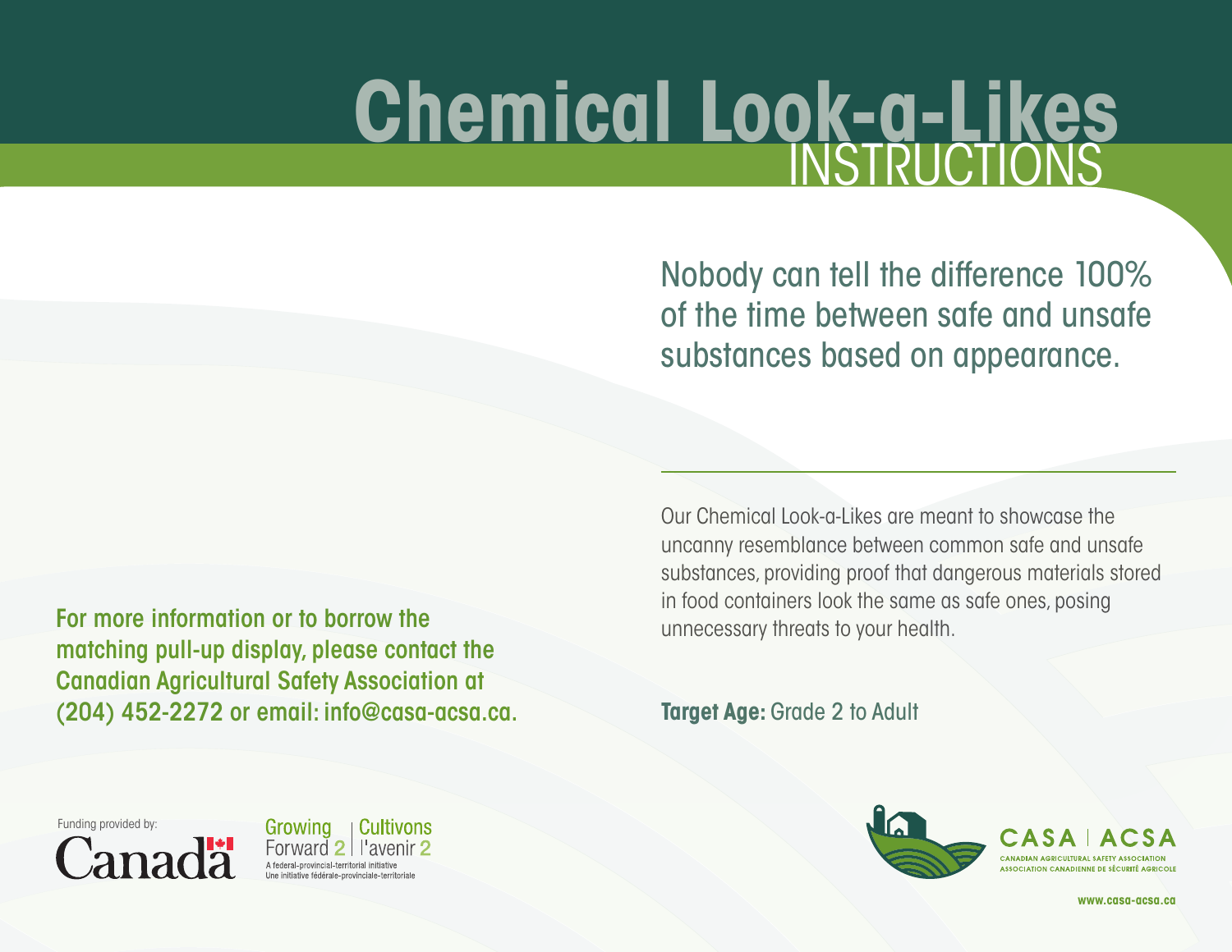# Chemical Look-a-Likes

## INSTRUCTIONS

Nobody can tell the difference 100% of the time between safe and unsafe substances based on appearance.

Our Chemical Look-a-Likes are meant to showcase the uncanny resemblance between common safe and unsafe substances, providing proof that dangerous materials stored in food containers look the same as safe ones, posing unnecessary threats to your health.

**Target Age:** Grade 2 to Adult

**For more information or to borrow the matching pull-up display, please contact the Canadian Agricultural Safety Association at (204) 452-2272 or email: info@casa-acsa.ca.**

Funding provided by: Canada

Growing Forward 2 | Cultivons l'avenir 2

A federal-provincial-territorial initiative
Une initiative fédérale-provinciale-territoriale

CASA | ACSA
CANADIAN AGRICULTURAL SAFETY ASSOCIATION
ASSOCIATION CANADIENNE DE SÉCURITÉ AGRICOLE

www.casa-acsa.ca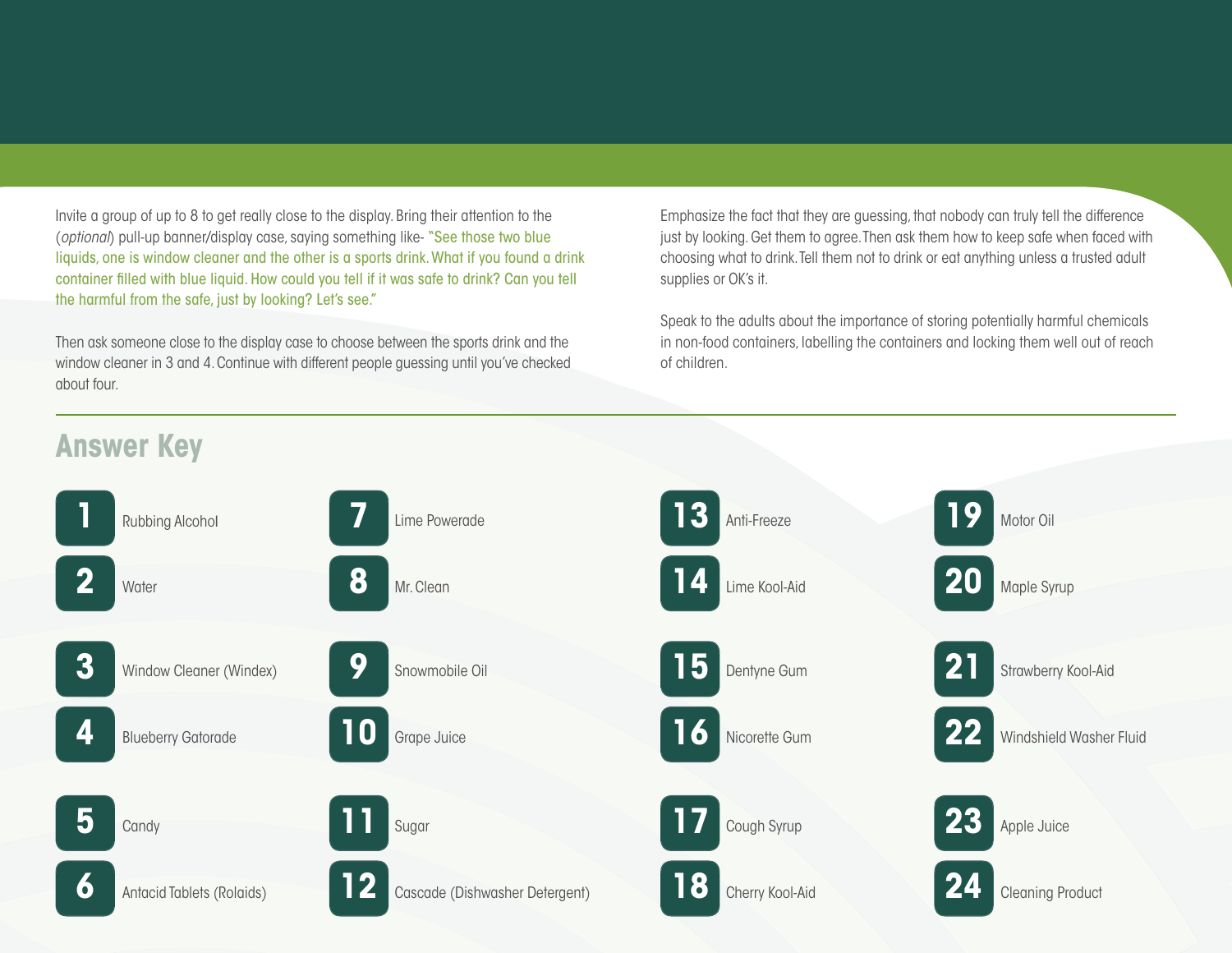Invite a group of up to 8 to get really close to the display. Bring their attention to the (*optional*) pull-up banner/display case, saying something like- "See those two blue liquids, one is window cleaner and the other is a sports drink. What if you found a drink container filled with blue liquid. How could you tell if it was safe to drink? Can you tell the harmful from the safe, just by looking? Let's see."

Then ask someone close to the display case to choose between the sports drink and the window cleaner in 3 and 4. Continue with different people guessing until you've checked about four.

Emphasize the fact that they are guessing, that nobody can truly tell the difference just by looking. Get them to agree. Then ask them how to keep safe when faced with choosing what to drink. Tell them not to drink or eat anything unless a trusted adult supplies or OK's it.

Speak to the adults about the importance of storing potentially harmful chemicals in non-food containers, labelling the containers and locking them well out of reach of children.

## Answer Key

1. Rubbing Alcohol
2. Water
3. Window Cleaner (Windex)
4. Blueberry Gatorade
5. Candy
6. Antacid Tablets (Rolaids)
7. Lime Powerade
8. Mr. Clean
9. Snowmobile Oil
10. Grape Juice
11. Sugar
12. Cascade (Dishwasher Detergent)
13. Anti-Freeze
14. Lime Kool-Aid
15. Dentyne Gum
16. Nicorette Gum
17. Cough Syrup
18. Cherry Kool-Aid
19. Motor Oil
20. Maple Syrup
21. Strawberry Kool-Aid
22. Windshield Washer Fluid
23. Apple Juice
24. Cleaning Product